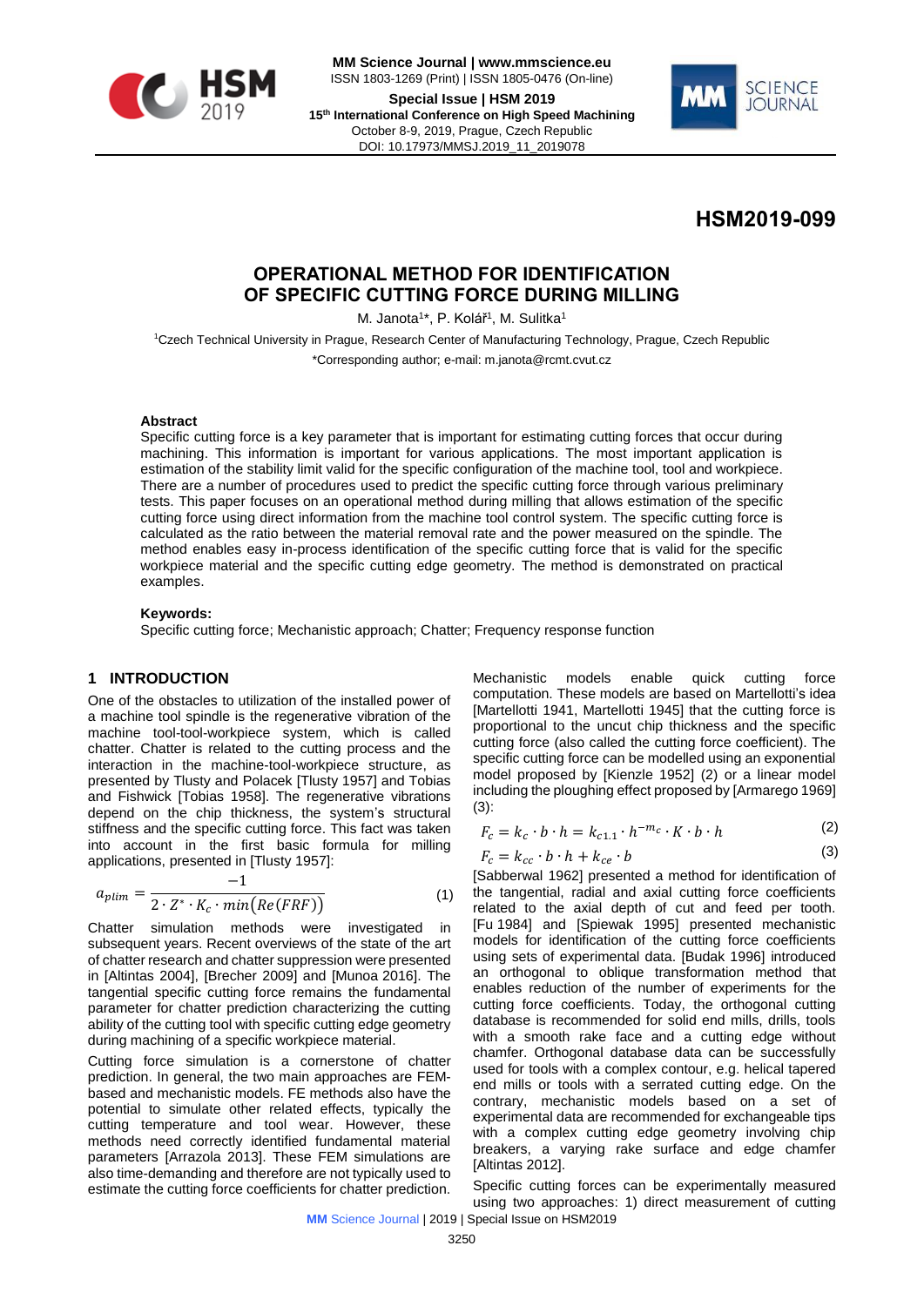# HSM2019-099

## OPERATIONAL METHOD FOR IDENTIFICATION OF SPECIFIC CUTTING FORCE DURING MILLING

M. Janota[1]*, P. Kolář[1], M. Sulitka[1]

[1]Czech Technical University in Prague, Research Center of Manufacturing Technology, Prague, Czech Republic

*Corresponding author; e-mail: m.janota@rcmt.cvut.cz

### Abstract

Specific cutting force is a key parameter that is important for estimating cutting forces that occur during machining. This information is important for various applications. The most important application is estimation of the stability limit valid for the specific configuration of the machine tool, tool and workpiece. There are a number of procedures used to predict the specific cutting force through various preliminary tests. This paper focuses on an operational method during milling that allows estimation of the specific cutting force using direct information from the machine tool control system. The specific cutting force is calculated as the ratio between the material removal rate and the power measured on the spindle. The method enables easy in-process identification of the specific cutting force that is valid for the specific workpiece material and the specific cutting edge geometry. The method is demonstrated on practical examples.

### Keywords:

Specific cutting force; Mechanistic approach; Chatter; Frequency response function

## 1 INTRODUCTION

One of the obstacles to utilization of the installed power of a machine tool spindle is the regenerative vibration of the machine tool-tool-workpiece system, which is called chatter. Chatter is related to the cutting process and the interaction in the machine-tool-workpiece structure, as presented by Tlusty and Polacek [Tlusty 1957] and Tobias and Fishwick [Tobias 1958]. The regenerative vibrations depend on the chip thickness, the system's structural stiffness and the specific cutting force. This fact was taken into account in the first basic formula for milling applications, presented in [Tlusty 1957]:

$$a_{plim} = \frac{-1}{2 \cdot Z^* \cdot K_c \cdot min\big(Re(FRF)\big)} \tag{1}$$

Chatter simulation methods were investigated in subsequent years. Recent overviews of the state of the art of chatter research and chatter suppression were presented in [Altintas 2004], [Brecher 2009] and [Munoa 2016]. The tangential specific cutting force remains the fundamental parameter for chatter prediction characterizing the cutting ability of the cutting tool with specific cutting edge geometry during machining of a specific workpiece material.

Cutting force simulation is a cornerstone of chatter prediction. In general, the two main approaches are FEM-based and mechanistic models. FE methods also have the potential to simulate other related effects, typically the cutting temperature and tool wear. However, these methods need correctly identified fundamental material parameters [Arrazola 2013]. These FEM simulations are also time-demanding and therefore are not typically used to estimate the cutting force coefficients for chatter prediction.

Mechanistic models enable quick cutting force computation. These models are based on Martellotti's idea [Martellotti 1941, Martellotti 1945] that the cutting force is proportional to the uncut chip thickness and the specific cutting force (also called the cutting force coefficient). The specific cutting force can be modelled using an exponential model proposed by [Kienzle 1952] (2) or a linear model including the ploughing effect proposed by [Armarego 1969] (3):

$$F_c = k_c \cdot b \cdot h = k_{c1.1} \cdot h^{-m_c} \cdot K \cdot b \cdot h \tag{2}$$

$$F_c = k_{cc} \cdot b \cdot h + k_{ce} \cdot b \tag{3}$$

[Sabberwal 1962] presented a method for identification of the tangential, radial and axial cutting force coefficients related to the axial depth of cut and feed per tooth. [Fu 1984] and [Spiewak 1995] presented mechanistic models for identification of the cutting force coefficients using sets of experimental data. [Budak 1996] introduced an orthogonal to oblique transformation method that enables reduction of the number of experiments for the cutting force coefficients. Today, the orthogonal cutting database is recommended for solid end mills, drills, tools with a smooth rake face and a cutting edge without chamfer. Orthogonal database data can be successfully used for tools with a complex contour, e.g. helical tapered end mills or tools with a serrated cutting edge. On the contrary, mechanistic models based on a set of experimental data are recommended for exchangeable tips with a complex cutting edge geometry involving chip breakers, a varying rake surface and edge chamfer [Altintas 2012].

Specific cutting forces can be experimentally measured using two approaches: 1) direct measurement of cutting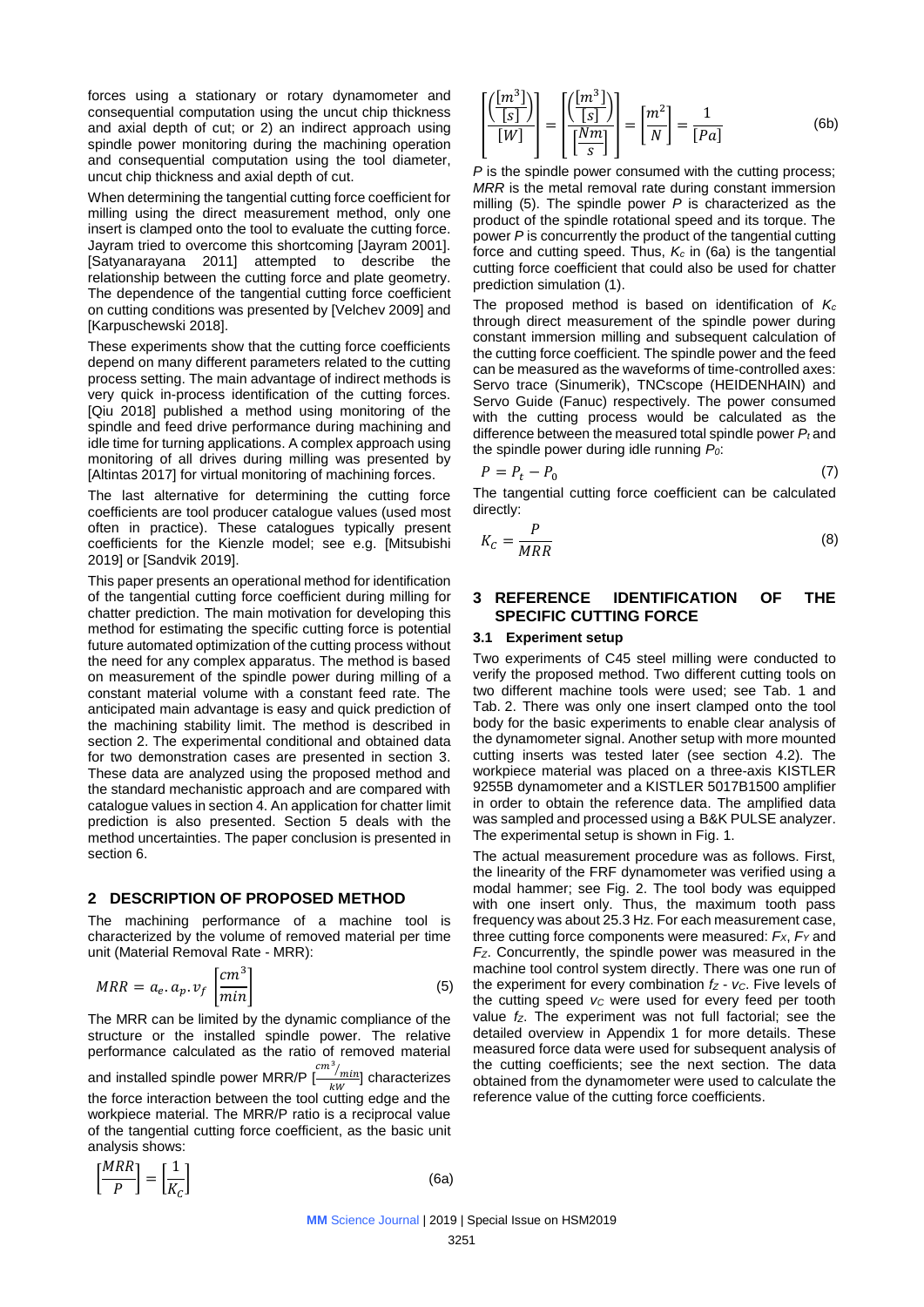forces using a stationary or rotary dynamometer and consequential computation using the uncut chip thickness and axial depth of cut; or 2) an indirect approach using spindle power monitoring during the machining operation and consequential computation using the tool diameter, uncut chip thickness and axial depth of cut.

When determining the tangential cutting force coefficient for milling using the direct measurement method, only one insert is clamped onto the tool to evaluate the cutting force. Jayram tried to overcome this shortcoming [Jayram 2001]. [Satyanarayana 2011] attempted to describe the relationship between the cutting force and plate geometry. The dependence of the tangential cutting force coefficient on cutting conditions was presented by [Velchev 2009] and [Karpuschewski 2018].

These experiments show that the cutting force coefficients depend on many different parameters related to the cutting process setting. The main advantage of indirect methods is very quick in-process identification of the cutting forces. [Qiu 2018] published a method using monitoring of the spindle and feed drive performance during machining and idle time for turning applications. A complex approach using monitoring of all drives during milling was presented by [Altintas 2017] for virtual monitoring of machining forces.

The last alternative for determining the cutting force coefficients are tool producer catalogue values (used most often in practice). These catalogues typically present coefficients for the Kienzle model; see e.g. [Mitsubishi 2019] or [Sandvik 2019].

This paper presents an operational method for identification of the tangential cutting force coefficient during milling for chatter prediction. The main motivation for developing this method for estimating the specific cutting force is potential future automated optimization of the cutting process without the need for any complex apparatus. The method is based on measurement of the spindle power during milling of a constant material volume with a constant feed rate. The anticipated main advantage is easy and quick prediction of the machining stability limit. The method is described in section 2. The experimental conditional and obtained data for two demonstration cases are presented in section 3. These data are analyzed using the proposed method and the standard mechanistic approach and are compared with catalogue values in section 4. An application for chatter limit prediction is also presented. Section 5 deals with the method uncertainties. The paper conclusion is presented in section 6.

## 2 DESCRIPTION OF PROPOSED METHOD

The machining performance of a machine tool is characterized by the volume of removed material per time unit (Material Removal Rate - MRR):

$$MRR = a_e . a_p . v_f \left[\frac{cm^3}{min}\right] \tag{5}$$

The MRR can be limited by the dynamic compliance of the structure or the installed spindle power. The relative performance calculated as the ratio of removed material and installed spindle power MRR/P $\left[\frac{cm^3/_{min}}{kW}\right]$ characterizes the force interaction between the tool cutting edge and the workpiece material. The MRR/P ratio is a reciprocal value of the tangential cutting force coefficient, as the basic unit analysis shows:

$$\left[\frac{MRR}{P}\right] = \left[\frac{1}{K_C}\right] \tag{6a}$$

$$\left[\frac{\left(\frac{[m^3]}{[s]}\right)}{[W]}\right] = \left[\frac{\left(\frac{[m^3]}{[s]}\right)}{\left[\frac{Nm}{s}\right]}\right] = \left[\frac{m^2}{N}\right] = \frac{1}{[Pa]} \tag{6b}$$

$P$ is the spindle power consumed with the cutting process; $MRR$ is the metal removal rate during constant immersion milling (5). The spindle power $P$ is characterized as the product of the spindle rotational speed and its torque. The power $P$ is concurrently the product of the tangential cutting force and cutting speed. Thus, $K_c$ in (6a) is the tangential cutting force coefficient that could also be used for chatter prediction simulation (1).

The proposed method is based on identification of $K_c$ through direct measurement of the spindle power during constant immersion milling and subsequent calculation of the cutting force coefficient. The spindle power and the feed can be measured as the waveforms of time-controlled axes: Servo trace (Sinumerik), TNCscope (HEIDENHAIN) and Servo Guide (Fanuc) respectively. The power consumed with the cutting process would be calculated as the difference between the measured total spindle power $P_t$ and the spindle power during idle running $P_0$:

$$P = P_t - P_0 \tag{7}$$

The tangential cutting force coefficient can be calculated directly:

$$K_C = \frac{P}{MRR} \tag{8}$$

## 3 REFERENCE IDENTIFICATION OF THE SPECIFIC CUTTING FORCE

### 3.1 Experiment setup

Two experiments of C45 steel milling were conducted to verify the proposed method. Two different cutting tools on two different machine tools were used; see Tab. 1 and Tab. 2. There was only one insert clamped onto the tool body for the basic experiments to enable clear analysis of the dynamometer signal. Another setup with more mounted cutting inserts was tested later (see section 4.2). The workpiece material was placed on a three-axis KISTLER 9255B dynamometer and a KISTLER 5017B1500 amplifier in order to obtain the reference data. The amplified data was sampled and processed using a B&K PULSE analyzer. The experimental setup is shown in Fig. 1.

The actual measurement procedure was as follows. First, the linearity of the FRF dynamometer was verified using a modal hammer; see Fig. 2. The tool body was equipped with one insert only. Thus, the maximum tooth pass frequency was about 25.3 Hz. For each measurement case, three cutting force components were measured: $F_X$, $F_Y$ and $F_Z$. Concurrently, the spindle power was measured in the machine tool control system directly. There was one run of the experiment for every combination $f_Z$ - $v_C$. Five levels of the cutting speed $v_C$ were used for every feed per tooth value $f_Z$. The experiment was not full factorial; see the detailed overview in Appendix 1 for more details. These measured force data were used for subsequent analysis of the cutting coefficients; see the next section. The data obtained from the dynamometer were used to calculate the reference value of the cutting force coefficients.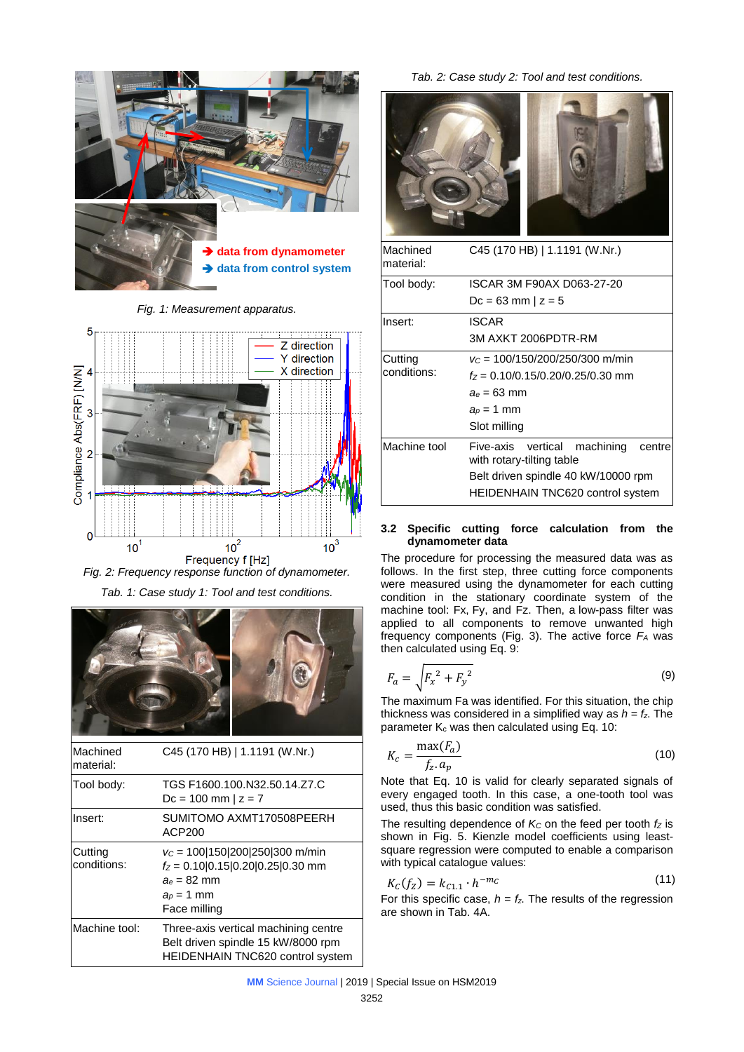Fig. 1: Measurement apparatus.

Fig. 2: Frequency response function of dynamometer.

Tab. 1: Case study 1: Tool and test conditions.

| | |
|---|---|
| Machined material: | C45 (170 HB) \| 1.1191 (W.Nr.) |
| Tool body: | TGS F1600.100.N32.50.14.Z7.C<br>Dc = 100 mm \| z = 7 |
| Insert: | SUMITOMO AXMT170508PEERH ACP200 |
| Cutting conditions: | $v_C$ = 100\|150\|200\|250\|300 m/min<br>$f_Z$ = 0.10\|0.15\|0.20\|0.25\|0.30 mm<br>$a_e$ = 82 mm<br>$a_p$ = 1 mm<br>Face milling |
| Machine tool: | Three-axis vertical machining centre<br>Belt driven spindle 15 kW/8000 rpm<br>HEIDENHAIN TNC620 control system |

Tab. 2: Case study 2: Tool and test conditions.

| | |
|---|---|
| Machined material: | C45 (170 HB) \| 1.1191 (W.Nr.) |
| Tool body: | ISCAR 3M F90AX D063-27-20<br>Dc = 63 mm \| z = 5 |
| Insert: | ISCAR<br>3M AXKT 2006PDTR-RM |
| Cutting conditions: | $v_C$ = 100/150/200/250/300 m/min<br>$f_Z$ = 0.10/0.15/0.20/0.25/0.30 mm<br>$a_e$ = 63 mm<br>$a_p$ = 1 mm<br>Slot milling |
| Machine tool | Five-axis vertical machining centre with rotary-tilting table<br>Belt driven spindle 40 kW/10000 rpm<br>HEIDENHAIN TNC620 control system |

### 3.2 Specific cutting force calculation from the dynamometer data

The procedure for processing the measured data was as follows. In the first step, three cutting force components were measured using the dynamometer for each cutting condition in the stationary coordinate system of the machine tool: Fx, Fy, and Fz. Then, a low-pass filter was applied to all components to remove unwanted high frequency components (Fig. 3). The active force $F_A$ was then calculated using Eq. 9:

$$F_a = \sqrt{F_x^{\ 2} + F_y^{\ 2}} \tag{9}$$

The maximum Fa was identified. For this situation, the chip thickness was considered in a simplified way as $h = f_z$. The parameter $K_c$ was then calculated using Eq. 10:

$$K_c = \frac{\max(F_a)}{f_z . a_p} \tag{10}$$

Note that Eq. 10 is valid for clearly separated signals of every engaged tooth. In this case, a one-tooth tool was used, thus this basic condition was satisfied.

The resulting dependence of $K_C$ on the feed per tooth $f_Z$ is shown in Fig. 5. Kienzle model coefficients using least-square regression were computed to enable a comparison with typical catalogue values:

$$K_C(f_Z) = k_{C1.1} \cdot h^{-m_C} \tag{11}$$

For this specific case, $h = f_z$. The results of the regression are shown in Tab. 4A.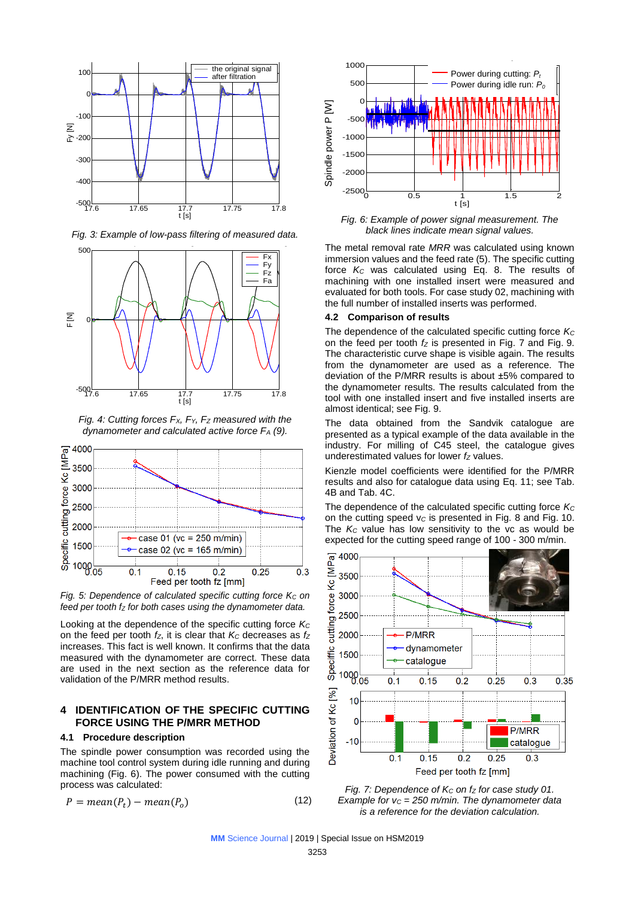Fig. 3: Example of low-pass filtering of measured data.

Fig. 4: Cutting forces $F_X$, $F_Y$, $F_Z$ measured with the dynamometer and calculated active force $F_A$ (9).

Fig. 5: Dependence of calculated specific cutting force $K_C$ on feed per tooth $f_Z$ for both cases using the dynamometer data.

Looking at the dependence of the specific cutting force $K_C$ on the feed per tooth $f_Z$, it is clear that $K_C$ decreases as $f_Z$ increases. This fact is well known. It confirms that the data measured with the dynamometer are correct. These data are used in the next section as the reference data for validation of the P/MRR method results.

# 4 IDENTIFICATION OF THE SPECIFIC CUTTING FORCE USING THE P/MRR METHOD

## 4.1 Procedure description

The spindle power consumption was recorded using the machine tool control system during idle running and during machining (Fig. 6). The power consumed with the cutting process was calculated:

$$P = mean(P_t) - mean(P_o) \tag{12}$$

Fig. 6: Example of power signal measurement. The black lines indicate mean signal values.

The metal removal rate *MRR* was calculated using known immersion values and the feed rate (5). The specific cutting force $K_C$ was calculated using Eq. 8. The results of machining with one installed insert were measured and evaluated for both tools. For case study 02, machining with the full number of installed inserts was performed.

## 4.2 Comparison of results

The dependence of the calculated specific cutting force $K_C$ on the feed per tooth $f_Z$ is presented in Fig. 7 and Fig. 9. The characteristic curve shape is visible again. The results from the dynamometer are used as a reference. The deviation of the P/MRR results is about ±5% compared to the dynamometer results. The results calculated from the tool with one installed insert and five installed inserts are almost identical; see Fig. 9.

The data obtained from the Sandvik catalogue are presented as a typical example of the data available in the industry. For milling of C45 steel, the catalogue gives underestimated values for lower $f_Z$ values.

Kienzle model coefficients were identified for the P/MRR results and also for catalogue data using Eq. 11; see Tab. 4B and Tab. 4C.

The dependence of the calculated specific cutting force $K_C$ on the cutting speed $v_C$ is presented in Fig. 8 and Fig. 10. The $K_C$ value has low sensitivity to the vc as would be expected for the cutting speed range of 100 - 300 m/min.

Fig. 7: Dependence of $K_C$ on $f_Z$ for case study 01. Example for $v_C$ = 250 m/min. The dynamometer data is a reference for the deviation calculation.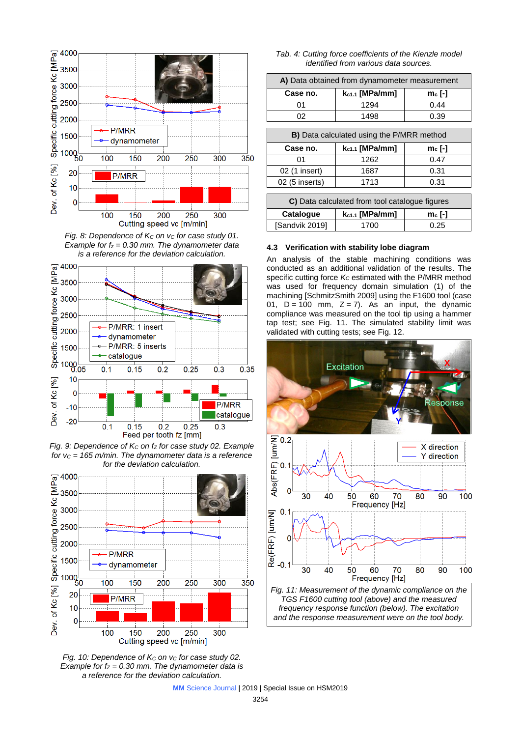Fig. 8: Dependence of $K_C$ on $v_C$ for case study 01. Example for $f_z$ = 0.30 mm. The dynamometer data is a reference for the deviation calculation.

Fig. 9: Dependence of $K_C$ on $f_Z$ for case study 02. Example for $v_C$ = 165 m/min. The dynamometer data is a reference for the deviation calculation.

Fig. 10: Dependence of $K_C$ on $v_C$ for case study 02. Example for $f_Z$ = 0.30 mm. The dynamometer data is a reference for the deviation calculation.

*Tab. 4: Cutting force coefficients of the Kienzle model identified from various data sources.*

| **A) Data obtained from dynamometer measurement** | | |
|---|---|---|
| **Case no.** | **$k_{c1.1}$ [MPa/mm]** | **$m_c$ [-]** |
| 01 | 1294 | 0.44 |
| 02 | 1498 | 0.39 |
| **B) Data calculated using the P/MRR method** | | |
| **Case no.** | **$k_{c1.1}$ [MPa/mm]** | **$m_c$ [-]** |
| 01 | 1262 | 0.47 |
| 02 (1 insert) | 1687 | 0.31 |
| 02 (5 inserts) | 1713 | 0.31 |
| **C) Data calculated from tool catalogue figures** | | |
| **Catalogue** | **$k_{c1.1}$ [MPa/mm]** | **$m_c$ [-]** |
| [Sandvik 2019] | 1700 | 0.25 |

### 4.3 Verification with stability lobe diagram

An analysis of the stable machining conditions was conducted as an additional validation of the results. The specific cutting force $K_C$ estimated with the P/MRR method was used for frequency domain simulation (1) of the machining [SchmitzSmith 2009] using the F1600 tool (case 01, D = 100 mm, Z = 7). As an input, the dynamic compliance was measured on the tool tip using a hammer tap test; see Fig. 11. The simulated stability limit was validated with cutting tests; see Fig. 12.

Fig. 11: Measurement of the dynamic compliance on the TGS F1600 cutting tool (above) and the measured frequency response function (below). The excitation and the response measurement were on the tool body.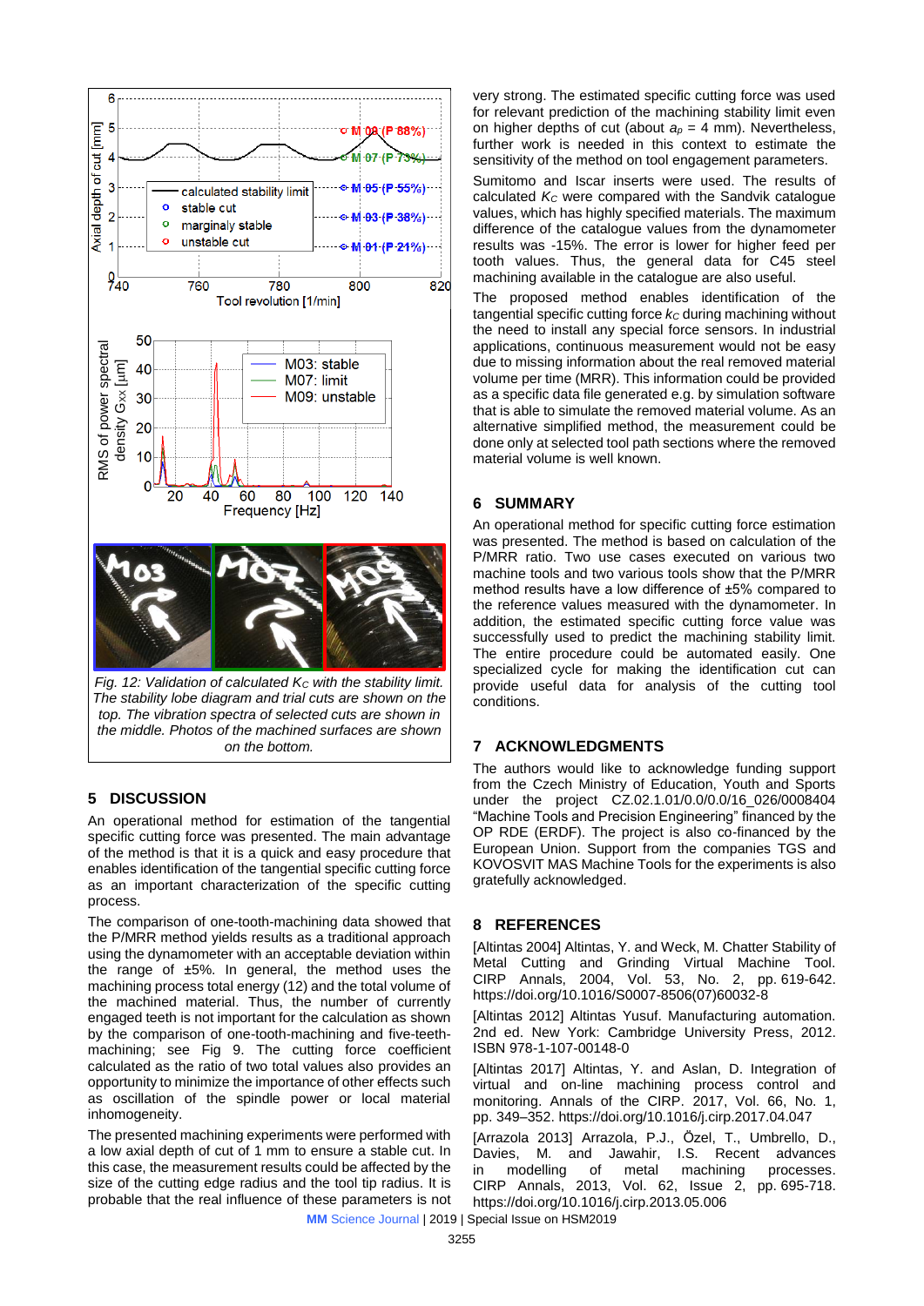Fig. 12: Validation of calculated $K_C$ with the stability limit. The stability lobe diagram and trial cuts are shown on the top. The vibration spectra of selected cuts are shown in the middle. Photos of the machined surfaces are shown on the bottom.

## 5 DISCUSSION

An operational method for estimation of the tangential specific cutting force was presented. The main advantage of the method is that it is a quick and easy procedure that enables identification of the tangential specific cutting force as an important characterization of the specific cutting process.

The comparison of one-tooth-machining data showed that the P/MRR method yields results as a traditional approach using the dynamometer with an acceptable deviation within the range of ±5%. In general, the method uses the machining process total energy (12) and the total volume of the machined material. Thus, the number of currently engaged teeth is not important for the calculation as shown by the comparison of one-tooth-machining and five-teeth-machining; see Fig 9. The cutting force coefficient calculated as the ratio of two total values also provides an opportunity to minimize the importance of other effects such as oscillation of the spindle power or local material inhomogeneity.

The presented machining experiments were performed with a low axial depth of cut of 1 mm to ensure a stable cut. In this case, the measurement results could be affected by the size of the cutting edge radius and the tool tip radius. It is probable that the real influence of these parameters is not very strong. The estimated specific cutting force was used for relevant prediction of the machining stability limit even on higher depths of cut (about $a_p$ = 4 mm). Nevertheless, further work is needed in this context to estimate the sensitivity of the method on tool engagement parameters.

Sumitomo and Iscar inserts were used. The results of calculated $K_C$ were compared with the Sandvik catalogue values, which has highly specified materials. The maximum difference of the catalogue values from the dynamometer results was -15%. The error is lower for higher feed per tooth values. Thus, the general data for C45 steel machining available in the catalogue are also useful.

The proposed method enables identification of the tangential specific cutting force $k_C$ during machining without the need to install any special force sensors. In industrial applications, continuous measurement would not be easy due to missing information about the real removed material volume per time (MRR). This information could be provided as a specific data file generated e.g. by simulation software that is able to simulate the removed material volume. As an alternative simplified method, the measurement could be done only at selected tool path sections where the removed material volume is well known.

## 6 SUMMARY

An operational method for specific cutting force estimation was presented. The method is based on calculation of the P/MRR ratio. Two use cases executed on various two machine tools and two various tools show that the P/MRR method results have a low difference of ±5% compared to the reference values measured with the dynamometer. In addition, the estimated specific cutting force value was successfully used to predict the machining stability limit. The entire procedure could be automated easily. One specialized cycle for making the identification cut can provide useful data for analysis of the cutting tool conditions.

## 7 ACKNOWLEDGMENTS

The authors would like to acknowledge funding support from the Czech Ministry of Education, Youth and Sports under the project CZ.02.1.01/0.0/0.0/16_026/0008404 "Machine Tools and Precision Engineering" financed by the OP RDE (ERDF). The project is also co-financed by the European Union. Support from the companies TGS and KOVOSVIT MAS Machine Tools for the experiments is also gratefully acknowledged.

## 8 REFERENCES

[Altintas 2004] Altintas, Y. and Weck, M. Chatter Stability of Metal Cutting and Grinding Virtual Machine Tool. CIRP Annals, 2004, Vol. 53, No. 2, pp. 619-642. https://doi.org/10.1016/S0007-8506(07)60032-8

[Altintas 2012] Altintas Yusuf. Manufacturing automation. 2nd ed. New York: Cambridge University Press, 2012. ISBN 978-1-107-00148-0

[Altintas 2017] Altintas, Y. and Aslan, D. Integration of virtual and on-line machining process control and monitoring. Annals of the CIRP. 2017, Vol. 66, No. 1, pp. 349–352. https://doi.org/10.1016/j.cirp.2017.04.047

[Arrazola 2013] Arrazola, P.J., Özel, T., Umbrello, D., Davies, M. and Jawahir, I.S. Recent advances in modelling of metal machining processes. CIRP Annals, 2013, Vol. 62, Issue 2, pp. 695-718. https://doi.org/10.1016/j.cirp.2013.05.006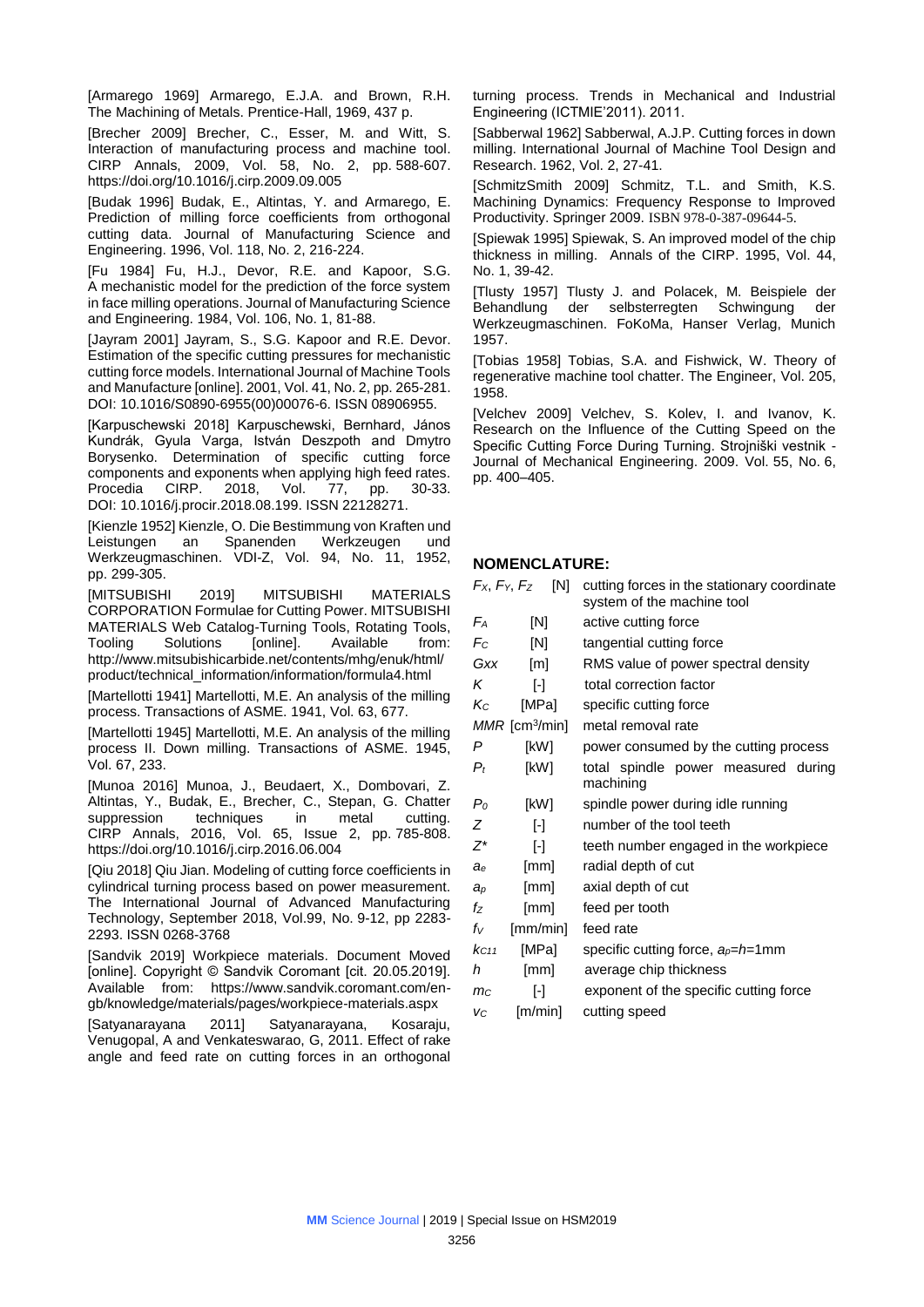[Armarego 1969] Armarego, E.J.A. and Brown, R.H. The Machining of Metals. Prentice-Hall, 1969, 437 p.

[Brecher 2009] Brecher, C., Esser, M. and Witt, S. Interaction of manufacturing process and machine tool. CIRP Annals, 2009, Vol. 58, No. 2, pp. 588-607. https://doi.org/10.1016/j.cirp.2009.09.005

[Budak 1996] Budak, E., Altintas, Y. and Armarego, E. Prediction of milling force coefficients from orthogonal cutting data. Journal of Manufacturing Science and Engineering. 1996, Vol. 118, No. 2, 216-224.

[Fu 1984] Fu, H.J., Devor, R.E. and Kapoor, S.G. A mechanistic model for the prediction of the force system in face milling operations. Journal of Manufacturing Science and Engineering. 1984, Vol. 106, No. 1, 81-88.

[Jayram 2001] Jayram, S., S.G. Kapoor and R.E. Devor. Estimation of the specific cutting pressures for mechanistic cutting force models. International Journal of Machine Tools and Manufacture [online]. 2001, Vol. 41, No. 2, pp. 265-281. DOI: 10.1016/S0890-6955(00)00076-6. ISSN 08906955.

[Karpuschewski 2018] Karpuschewski, Bernhard, János Kundrák, Gyula Varga, István Deszpoth and Dmytro Borysenko. Determination of specific cutting force components and exponents when applying high feed rates. Procedia CIRP. 2018, Vol. 77, pp. 30-33. DOI: 10.1016/j.procir.2018.08.199. ISSN 22128271.

[Kienzle 1952] Kienzle, O. Die Bestimmung von Kraften und Leistungen an Spanenden Werkzeugen und Werkzeugmaschinen. VDI-Z, Vol. 94, No. 11, 1952, pp. 299-305.

[MITSUBISHI 2019] MITSUBISHI MATERIALS CORPORATION Formulae for Cutting Power. MITSUBISHI MATERIALS Web Catalog-Turning Tools, Rotating Tools, Tooling Solutions [online]. Available from: http://www.mitsubishicarbide.net/contents/mhg/enuk/html/product/technical_information/information/formula4.html

[Martellotti 1941] Martellotti, M.E. An analysis of the milling process. Transactions of ASME. 1941, Vol. 63, 677.

[Martellotti 1945] Martellotti, M.E. An analysis of the milling process II. Down milling. Transactions of ASME. 1945, Vol. 67, 233.

[Munoa 2016] Munoa, J., Beudaert, X., Dombovari, Z. Altintas, Y., Budak, E., Brecher, C., Stepan, G. Chatter suppression techniques in metal cutting. CIRP Annals, 2016, Vol. 65, Issue 2, pp. 785-808. https://doi.org/10.1016/j.cirp.2016.06.004

[Qiu 2018] Qiu Jian. Modeling of cutting force coefficients in cylindrical turning process based on power measurement. The International Journal of Advanced Manufacturing Technology, September 2018, Vol.99, No. 9-12, pp 2283-2293. ISSN 0268-3768

[Sandvik 2019] Workpiece materials. Document Moved [online]. Copyright © Sandvik Coromant [cit. 20.05.2019]. Available from: https://www.sandvik.coromant.com/en-gb/knowledge/materials/pages/workpiece-materials.aspx

[Satyanarayana 2011] Satyanarayana, Kosaraju, Venugopal, A and Venkateswarao, G, 2011. Effect of rake angle and feed rate on cutting forces in an orthogonal turning process. Trends in Mechanical and Industrial Engineering (ICTMIE'2011). 2011.

[Sabberwal 1962] Sabberwal, A.J.P. Cutting forces in down milling. International Journal of Machine Tool Design and Research. 1962, Vol. 2, 27-41.

[SchmitzSmith 2009] Schmitz, T.L. and Smith, K.S. Machining Dynamics: Frequency Response to Improved Productivity. Springer 2009. ISBN 978-0-387-09644-5.

[Spiewak 1995] Spiewak, S. An improved model of the chip thickness in milling. Annals of the CIRP. 1995, Vol. 44, No. 1, 39-42.

[Tlusty 1957] Tlusty J. and Polacek, M. Beispiele der Behandlung der selbsterregten Schwingung der Werkzeugmaschinen. FoKoMa, Hanser Verlag, Munich 1957.

[Tobias 1958] Tobias, S.A. and Fishwick, W. Theory of regenerative machine tool chatter. The Engineer, Vol. 205, 1958.

[Velchev 2009] Velchev, S. Kolev, I. and Ivanov, K. Research on the Influence of the Cutting Speed on the Specific Cutting Force During Turning. Strojniški vestnik - Journal of Mechanical Engineering. 2009. Vol. 55, No. 6, pp. 400–405.

## NOMENCLATURE:

| Symbol | Unit | Description |
|---|---|---|
| $F_X$, $F_Y$, $F_Z$ | [N] | cutting forces in the stationary coordinate system of the machine tool |
| $F_A$ | [N] | active cutting force |
| $F_C$ | [N] | tangential cutting force |
| $G_{XX}$ | [m] | RMS value of power spectral density |
| $K$ | [-] | total correction factor |
| $K_C$ | [MPa] | specific cutting force |
| $MMR$ | [cm$^3$/min] | metal removal rate |
| $P$ | [kW] | power consumed by the cutting process |
| $P_t$ | [kW] | total spindle power measured during machining |
| $P_0$ | [kW] | spindle power during idle running |
| $Z$ | [-] | number of the tool teeth |
| $Z^*$ | [-] | teeth number engaged in the workpiece |
| $a_e$ | [mm] | radial depth of cut |
| $a_p$ | [mm] | axial depth of cut |
| $f_Z$ | [mm] | feed per tooth |
| $f_V$ | [mm/min] | feed rate |
| $k_{C11}$ | [MPa] | specific cutting force, $a_p$=$h$=1mm |
| $h$ | [mm] | average chip thickness |
| $m_C$ | [-] | exponent of the specific cutting force |
| $v_C$ | [m/min] | cutting speed |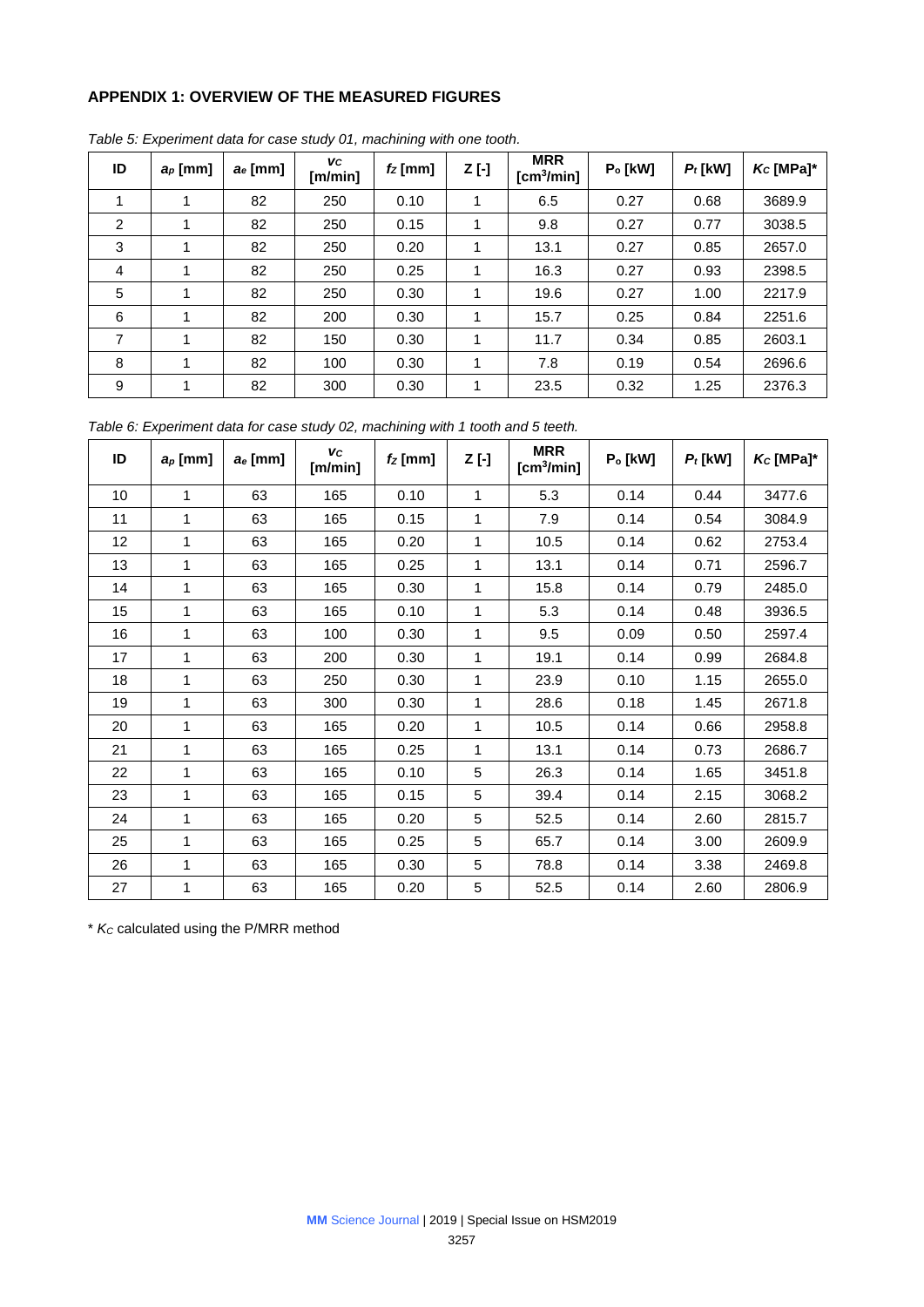## APPENDIX 1: OVERVIEW OF THE MEASURED FIGURES

*Table 5: Experiment data for case study 01, machining with one tooth.*

| ID | $a_p$ [mm] | $a_e$ [mm] | $v_C$ [m/min] | $f_z$ [mm] | Z [-] | MRR [cm³/min] | $P_o$ [kW] | $P_t$ [kW] | $K_C$ [MPa]* |
|---|---|---|---|---|---|---|---|---|---|
| 1 | 1 | 82 | 250 | 0.10 | 1 | 6.5 | 0.27 | 0.68 | 3689.9 |
| 2 | 1 | 82 | 250 | 0.15 | 1 | 9.8 | 0.27 | 0.77 | 3038.5 |
| 3 | 1 | 82 | 250 | 0.20 | 1 | 13.1 | 0.27 | 0.85 | 2657.0 |
| 4 | 1 | 82 | 250 | 0.25 | 1 | 16.3 | 0.27 | 0.93 | 2398.5 |
| 5 | 1 | 82 | 250 | 0.30 | 1 | 19.6 | 0.27 | 1.00 | 2217.9 |
| 6 | 1 | 82 | 200 | 0.30 | 1 | 15.7 | 0.25 | 0.84 | 2251.6 |
| 7 | 1 | 82 | 150 | 0.30 | 1 | 11.7 | 0.34 | 0.85 | 2603.1 |
| 8 | 1 | 82 | 100 | 0.30 | 1 | 7.8 | 0.19 | 0.54 | 2696.6 |
| 9 | 1 | 82 | 300 | 0.30 | 1 | 23.5 | 0.32 | 1.25 | 2376.3 |

*Table 6: Experiment data for case study 02, machining with 1 tooth and 5 teeth.*

| ID | $a_p$ [mm] | $a_e$ [mm] | $v_C$ [m/min] | $f_z$ [mm] | Z [-] | MRR [cm³/min] | $P_o$ [kW] | $P_t$ [kW] | $K_C$ [MPa]* |
|---|---|---|---|---|---|---|---|---|---|
| 10 | 1 | 63 | 165 | 0.10 | 1 | 5.3 | 0.14 | 0.44 | 3477.6 |
| 11 | 1 | 63 | 165 | 0.15 | 1 | 7.9 | 0.14 | 0.54 | 3084.9 |
| 12 | 1 | 63 | 165 | 0.20 | 1 | 10.5 | 0.14 | 0.62 | 2753.4 |
| 13 | 1 | 63 | 165 | 0.25 | 1 | 13.1 | 0.14 | 0.71 | 2596.7 |
| 14 | 1 | 63 | 165 | 0.30 | 1 | 15.8 | 0.14 | 0.79 | 2485.0 |
| 15 | 1 | 63 | 165 | 0.10 | 1 | 5.3 | 0.14 | 0.48 | 3936.5 |
| 16 | 1 | 63 | 100 | 0.30 | 1 | 9.5 | 0.09 | 0.50 | 2597.4 |
| 17 | 1 | 63 | 200 | 0.30 | 1 | 19.1 | 0.14 | 0.99 | 2684.8 |
| 18 | 1 | 63 | 250 | 0.30 | 1 | 23.9 | 0.10 | 1.15 | 2655.0 |
| 19 | 1 | 63 | 300 | 0.30 | 1 | 28.6 | 0.18 | 1.45 | 2671.8 |
| 20 | 1 | 63 | 165 | 0.20 | 1 | 10.5 | 0.14 | 0.66 | 2958.8 |
| 21 | 1 | 63 | 165 | 0.25 | 1 | 13.1 | 0.14 | 0.73 | 2686.7 |
| 22 | 1 | 63 | 165 | 0.10 | 5 | 26.3 | 0.14 | 1.65 | 3451.8 |
| 23 | 1 | 63 | 165 | 0.15 | 5 | 39.4 | 0.14 | 2.15 | 3068.2 |
| 24 | 1 | 63 | 165 | 0.20 | 5 | 52.5 | 0.14 | 2.60 | 2815.7 |
| 25 | 1 | 63 | 165 | 0.25 | 5 | 65.7 | 0.14 | 3.00 | 2609.9 |
| 26 | 1 | 63 | 165 | 0.30 | 5 | 78.8 | 0.14 | 3.38 | 2469.8 |
| 27 | 1 | 63 | 165 | 0.20 | 5 | 52.5 | 0.14 | 2.60 | 2806.9 |

\* $K_C$ calculated using the P/MRR method